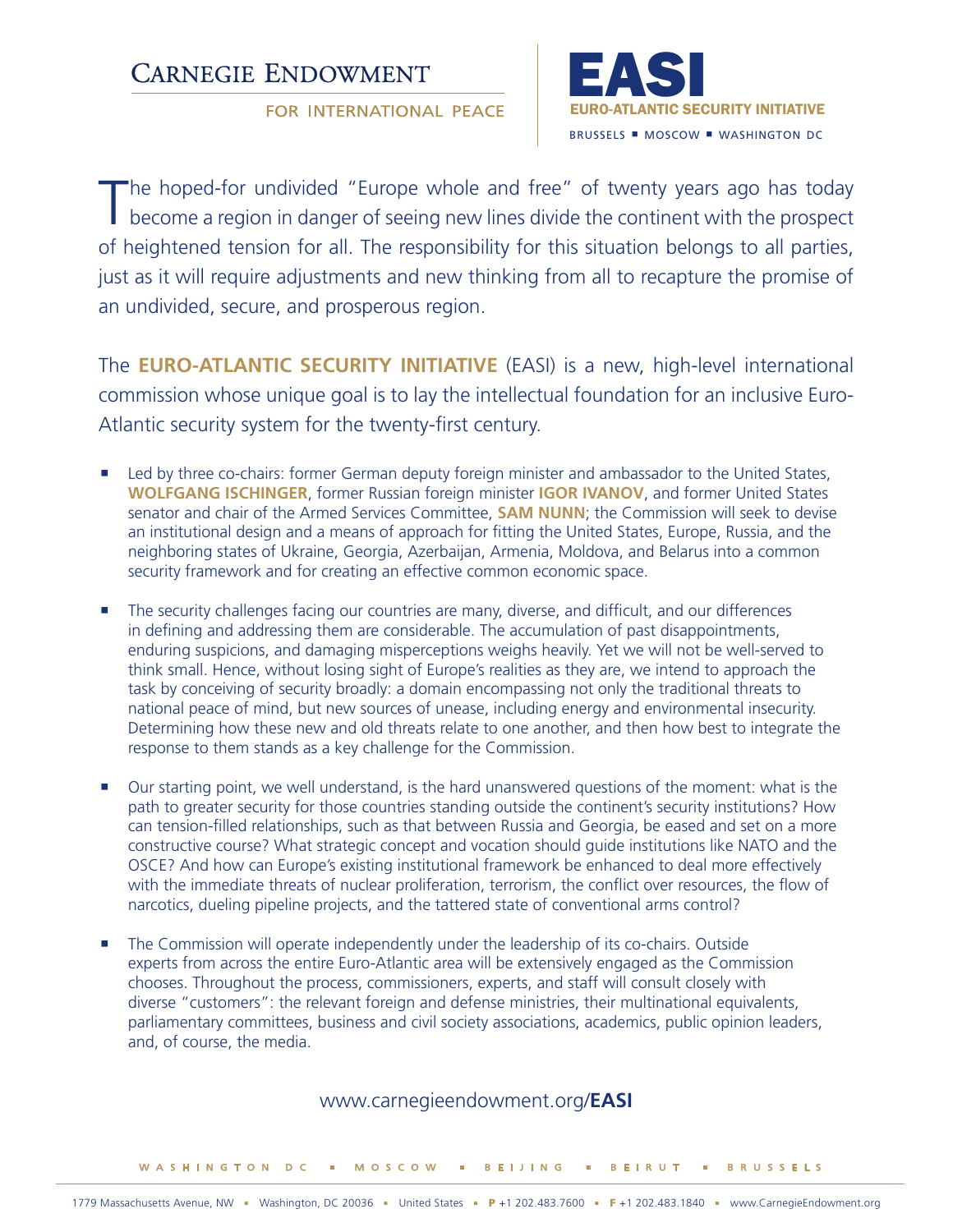# Carnegie Endowment for International Peace

# EASI

**EURO-ATLANTIC SECURITY INITIATIVE**

BRUSSELS ■ MOSCOW ■ WASHINGTON DC

The hoped-for undivided "Europe whole and free" of twenty years ago has today become a region in danger of seeing new lines divide the continent with the prospect of heightened tension for all. The responsibility for this situation belongs to all parties, just as it will require adjustments and new thinking from all to recapture the promise of an undivided, secure, and prosperous region.

The **EURO-ATLANTIC SECURITY INITIATIVE** (EASI) is a new, high-level international commission whose unique goal is to lay the intellectual foundation for an inclusive Euro-Atlantic security system for the twenty-first century.

- Led by three co-chairs: former German deputy foreign minister and ambassador to the United States, **WOLFGANG ISCHINGER**, former Russian foreign minister **IGOR IVANOV**, and former United States senator and chair of the Armed Services Committee, **SAM NUNN**; the Commission will seek to devise an institutional design and a means of approach for fitting the United States, Europe, Russia, and the neighboring states of Ukraine, Georgia, Azerbaijan, Armenia, Moldova, and Belarus into a common security framework and for creating an effective common economic space.

- The security challenges facing our countries are many, diverse, and difficult, and our differences in defining and addressing them are considerable. The accumulation of past disappointments, enduring suspicions, and damaging misperceptions weighs heavily. Yet we will not be well-served to think small. Hence, without losing sight of Europe's realities as they are, we intend to approach the task by conceiving of security broadly: a domain encompassing not only the traditional threats to national peace of mind, but new sources of unease, including energy and environmental insecurity. Determining how these new and old threats relate to one another, and then how best to integrate the response to them stands as a key challenge for the Commission.

- Our starting point, we well understand, is the hard unanswered questions of the moment: what is the path to greater security for those countries standing outside the continent's security institutions? How can tension-filled relationships, such as that between Russia and Georgia, be eased and set on a more constructive course? What strategic concept and vocation should guide institutions like NATO and the OSCE? And how can Europe's existing institutional framework be enhanced to deal more effectively with the immediate threats of nuclear proliferation, terrorism, the conflict over resources, the flow of narcotics, dueling pipeline projects, and the tattered state of conventional arms control?

- The Commission will operate independently under the leadership of its co-chairs. Outside experts from across the entire Euro-Atlantic area will be extensively engaged as the Commission chooses. Throughout the process, commissioners, experts, and staff will consult closely with diverse "customers": the relevant foreign and defense ministries, their multinational equivalents, parliamentary committees, business and civil society associations, academics, public opinion leaders, and, of course, the media.

www.carnegieendowment.org/**EASI**

WASHINGTON DC ■ MOSCOW ■ BEIJING ■ BEIRUT ■ BRUSSELS

1779 Massachusetts Avenue, NW ■ Washington, DC 20036 ■ United States ■ **P** +1 202.483.7600 ■ **F** +1 202.483.1840 ■ www.CarnegieEndowment.org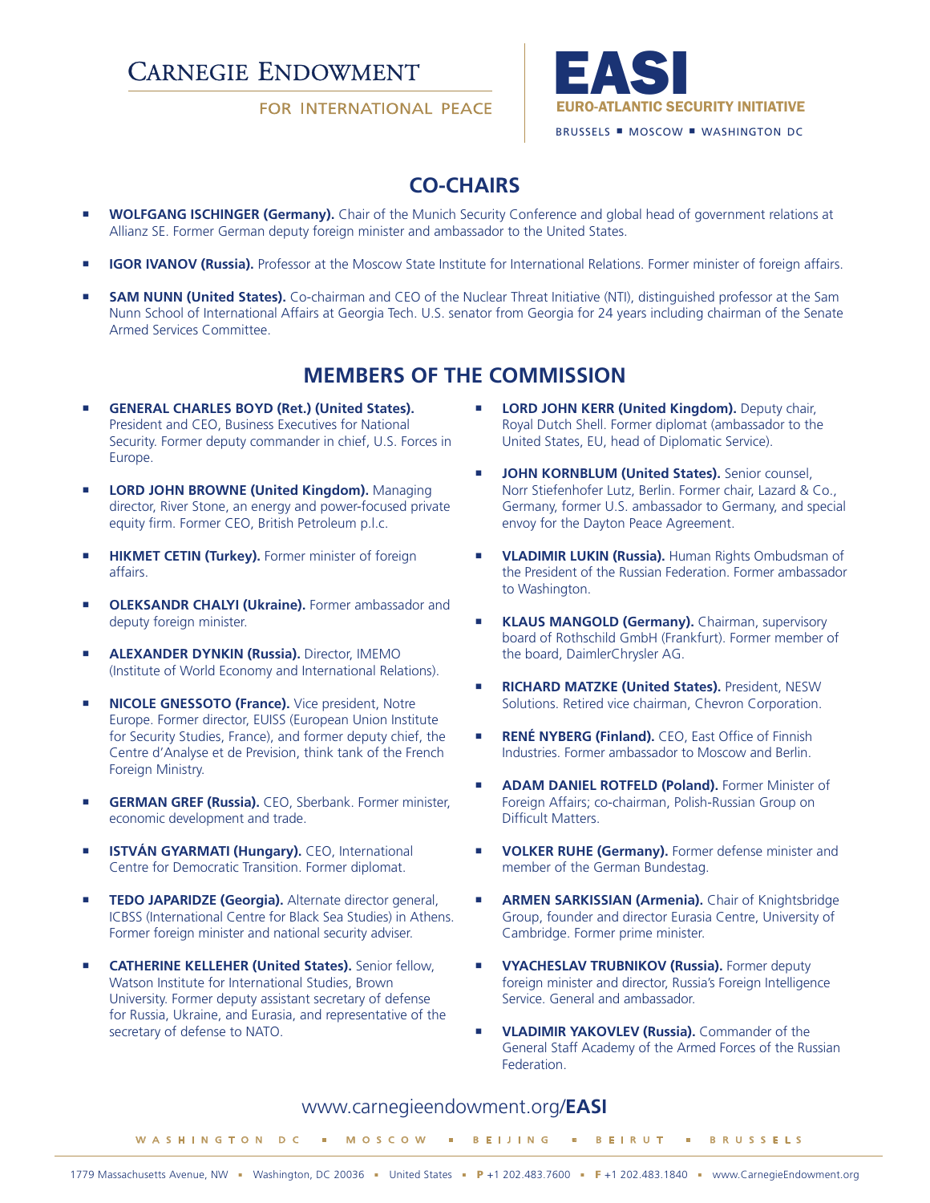CARNEGIE ENDOWMENT FOR INTERNATIONAL PEACE

EASI
EURO-ATLANTIC SECURITY INITIATIVE
BRUSSELS ▪ MOSCOW ▪ WASHINGTON DC

## CO-CHAIRS

- **WOLFGANG ISCHINGER (Germany).** Chair of the Munich Security Conference and global head of government relations at Allianz SE. Former German deputy foreign minister and ambassador to the United States.
- **IGOR IVANOV (Russia).** Professor at the Moscow State Institute for International Relations. Former minister of foreign affairs.
- **SAM NUNN (United States).** Co-chairman and CEO of the Nuclear Threat Initiative (NTI), distinguished professor at the Sam Nunn School of International Affairs at Georgia Tech. U.S. senator from Georgia for 24 years including chairman of the Senate Armed Services Committee.

## MEMBERS OF THE COMMISSION

- **GENERAL CHARLES BOYD (Ret.) (United States).** President and CEO, Business Executives for National Security. Former deputy commander in chief, U.S. Forces in Europe.
- **LORD JOHN BROWNE (United Kingdom).** Managing director, River Stone, an energy and power-focused private equity firm. Former CEO, British Petroleum p.l.c.
- **HIKMET CETIN (Turkey).** Former minister of foreign affairs.
- **OLEKSANDR CHALYI (Ukraine).** Former ambassador and deputy foreign minister.
- **ALEXANDER DYNKIN (Russia).** Director, IMEMO (Institute of World Economy and International Relations).
- **NICOLE GNESSOTO (France).** Vice president, Notre Europe. Former director, EUISS (European Union Institute for Security Studies, France), and former deputy chief, the Centre d'Analyse et de Prevision, think tank of the French Foreign Ministry.
- **GERMAN GREF (Russia).** CEO, Sberbank. Former minister, economic development and trade.
- **ISTVÁN GYARMATI (Hungary).** CEO, International Centre for Democratic Transition. Former diplomat.
- **TEDO JAPARIDZE (Georgia).** Alternate director general, ICBSS (International Centre for Black Sea Studies) in Athens. Former foreign minister and national security adviser.
- **CATHERINE KELLEHER (United States).** Senior fellow, Watson Institute for International Studies, Brown University. Former deputy assistant secretary of defense for Russia, Ukraine, and Eurasia, and representative of the secretary of defense to NATO.
- **LORD JOHN KERR (United Kingdom).** Deputy chair, Royal Dutch Shell. Former diplomat (ambassador to the United States, EU, head of Diplomatic Service).
- **JOHN KORNBLUM (United States).** Senior counsel, Norr Stiefenhofer Lutz, Berlin. Former chair, Lazard & Co., Germany, former U.S. ambassador to Germany, and special envoy for the Dayton Peace Agreement.
- **VLADIMIR LUKIN (Russia).** Human Rights Ombudsman of the President of the Russian Federation. Former ambassador to Washington.
- **KLAUS MANGOLD (Germany).** Chairman, supervisory board of Rothschild GmbH (Frankfurt). Former member of the board, DaimlerChrysler AG.
- **RICHARD MATZKE (United States).** President, NESW Solutions. Retired vice chairman, Chevron Corporation.
- **RENÉ NYBERG (Finland).** CEO, East Office of Finnish Industries. Former ambassador to Moscow and Berlin.
- **ADAM DANIEL ROTFELD (Poland).** Former Minister of Foreign Affairs; co-chairman, Polish-Russian Group on Difficult Matters.
- **VOLKER RUHE (Germany).** Former defense minister and member of the German Bundestag.
- **ARMEN SARKISSIAN (Armenia).** Chair of Knightsbridge Group, founder and director Eurasia Centre, University of Cambridge. Former prime minister.
- **VYACHESLAV TRUBNIKOV (Russia).** Former deputy foreign minister and director, Russia's Foreign Intelligence Service. General and ambassador.
- **VLADIMIR YAKOVLEV (Russia).** Commander of the General Staff Academy of the Armed Forces of the Russian Federation.

www.carnegieendowment.org/**EASI**

WASHINGTON DC ▪ MOSCOW ▪ BEIJING ▪ BEIRUT ▪ BRUSSELS

1779 Massachusetts Avenue, NW ▪ Washington, DC 20036 ▪ United States ▪ **P** +1 202.483.7600 ▪ **F** +1 202.483.1840 ▪ www.CarnegieEndowment.org